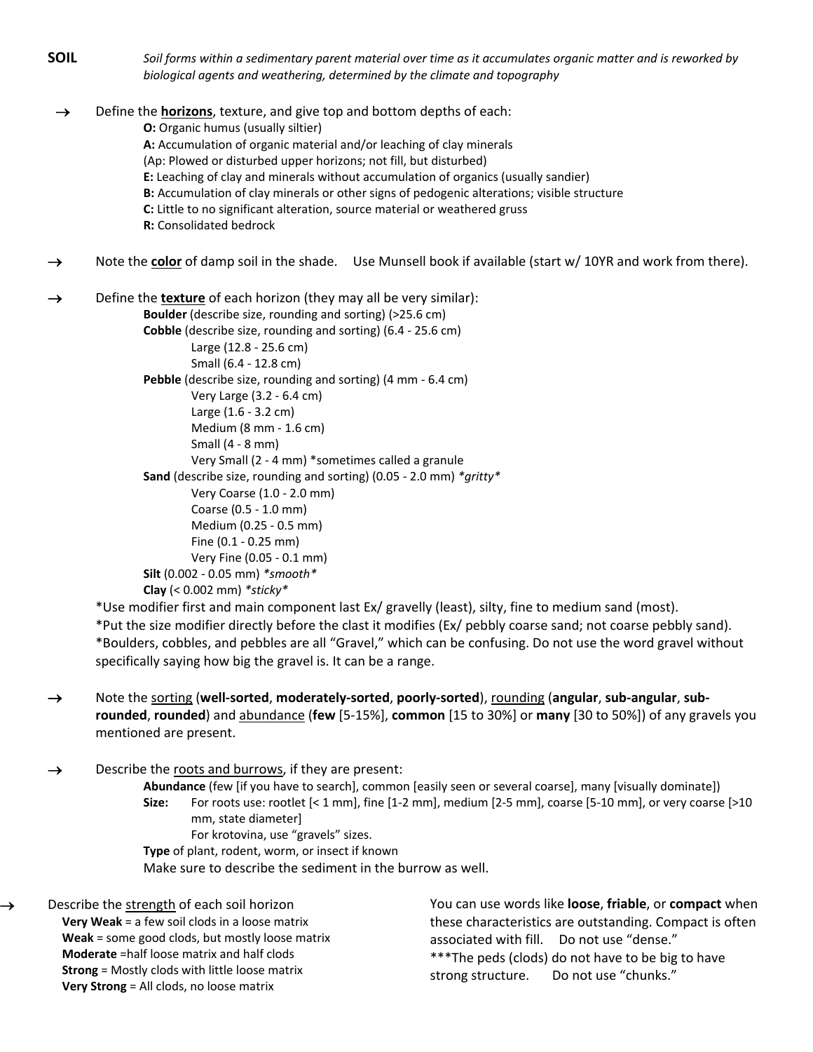**SOIL** *Soil forms within a sedimentary parent material over time as it accumulates organic matter and is reworked by biological agents and weathering, determined by the climate and topography*

→ Define the **horizons**, texture, and give top and bottom depths of each:

- **O:** Organic humus (usually siltier)
- **A:** Accumulation of organic material and/or leaching of clay minerals
- (Ap: Plowed or disturbed upper horizons; not fill, but disturbed)
- **E:** Leaching of clay and minerals without accumulation of organics (usually sandier)
- **B:** Accumulation of clay minerals or other signs of pedogenic alterations; visible structure
- **C:** Little to no significant alteration, source material or weathered gruss
- **R:** Consolidated bedrock

→ Note the **color** of damp soil in the shade. Use Munsell book if available (start w/ 10YR and work from there).

→ Define the **texture** of each horizon (they may all be very similar):

- **Boulder** (describe size, rounding and sorting) (>25.6 cm)
- **Cobble** (describe size, rounding and sorting) (6.4 - 25.6 cm)
  - Large (12.8 - 25.6 cm)
  - Small (6.4 - 12.8 cm)
- **Pebble** (describe size, rounding and sorting) (4 mm - 6.4 cm)
  - Very Large (3.2 - 6.4 cm)
  - Large (1.6 - 3.2 cm)
  - Medium (8 mm - 1.6 cm)
  - Small (4 - 8 mm)
  - Very Small (2 - 4 mm) *sometimes called a granule
- **Sand** (describe size, rounding and sorting) (0.05 - 2.0 mm) *\*gritty\**
  - Very Coarse (1.0 - 2.0 mm)
  - Coarse (0.5 - 1.0 mm)
  - Medium (0.25 - 0.5 mm)
  - Fine (0.1 - 0.25 mm)
  - Very Fine (0.05 - 0.1 mm)
- **Silt** (0.002 - 0.05 mm) *\*smooth\**
- **Clay** (< 0.002 mm) *\*sticky\**

*Use modifier first and main component last Ex/ gravelly (least), silty, fine to medium sand (most).
*Put the size modifier directly before the clast it modifies (Ex/ pebbly coarse sand; not coarse pebbly sand).
*Boulders, cobbles, and pebbles are all "Gravel," which can be confusing. Do not use the word gravel without specifically saying how big the gravel is. It can be a range.

→ Note the sorting (**well-sorted**, **moderately-sorted**, **poorly-sorted**), rounding (**angular**, **sub-angular**, **sub-rounded**, **rounded**) and abundance (**few** [5-15%], **common** [15 to 30%] or **many** [30 to 50%]) of any gravels you mentioned are present.

→ Describe the roots and burrows, if they are present:

- **Abundance** (few [if you have to search], common [easily seen or several coarse], many [visually dominate])
- **Size:** For roots use: rootlet [< 1 mm], fine [1-2 mm], medium [2-5 mm], coarse [5-10 mm], or very coarse [>10 mm, state diameter]
  For krotovina, use "gravels" sizes.
- **Type** of plant, rodent, worm, or insect if known

Make sure to describe the sediment in the burrow as well.

→ Describe the strength of each soil horizon

- **Very Weak** = a few soil clods in a loose matrix
- **Weak** = some good clods, but mostly loose matrix
- **Moderate** =half loose matrix and half clods
- **Strong** = Mostly clods with little loose matrix
- **Very Strong** = All clods, no loose matrix

You can use words like **loose**, **friable**, or **compact** when these characteristics are outstanding. Compact is often associated with fill. Do not use "dense."
***The peds (clods) do not have to be big to have strong structure. Do not use "chunks."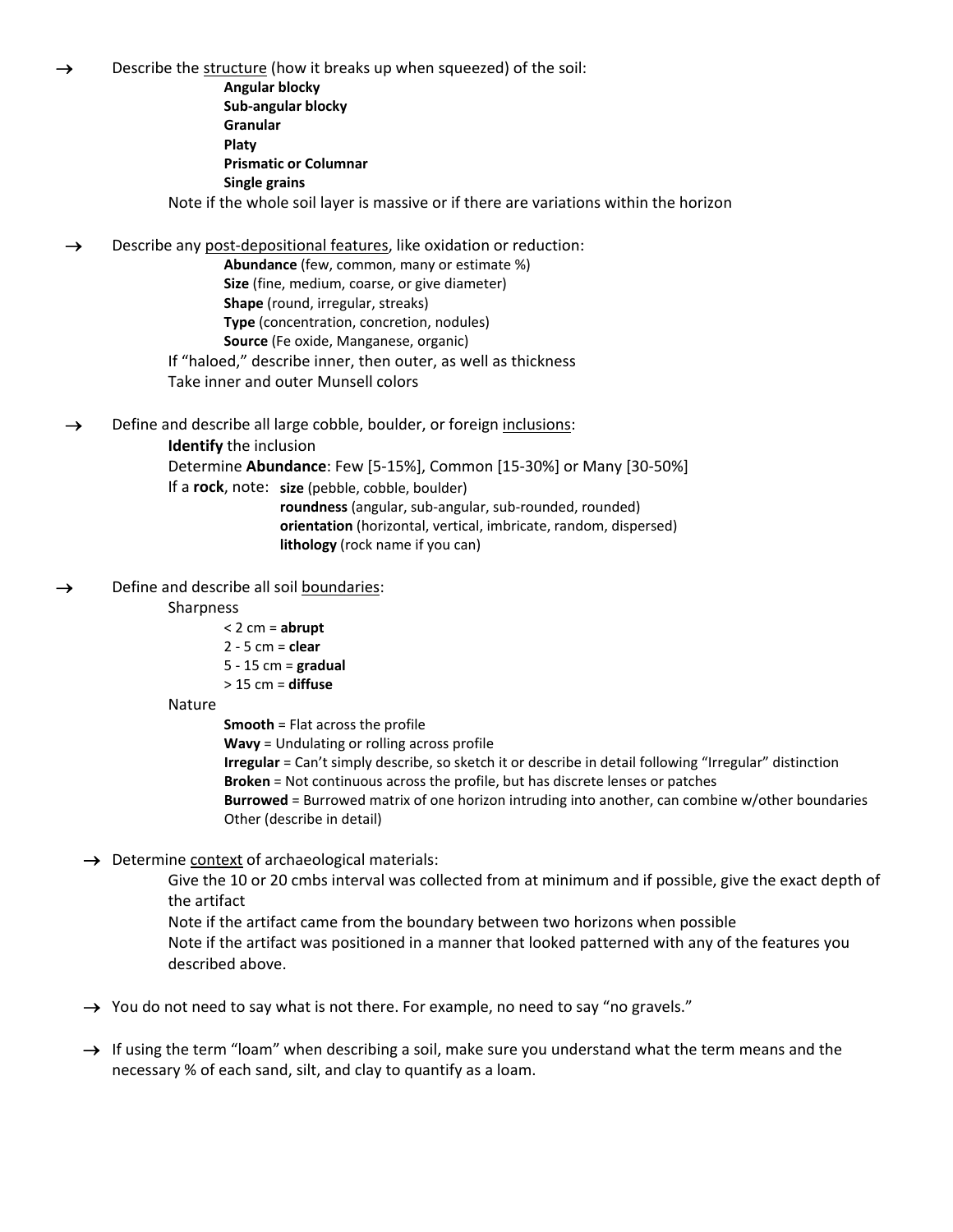→ Describe the <u>structure</u> (how it breaks up when squeezed) of the soil:

- **Angular blocky**
- **Sub-angular blocky**
- **Granular**
- **Platy**
- **Prismatic or Columnar**
- **Single grains**

Note if the whole soil layer is massive or if there are variations within the horizon

→ Describe any <u>post-depositional features</u>, like oxidation or reduction:

- **Abundance** (few, common, many or estimate %)
- **Size** (fine, medium, coarse, or give diameter)
- **Shape** (round, irregular, streaks)
- **Type** (concentration, concretion, nodules)
- **Source** (Fe oxide, Manganese, organic)

If "haloed," describe inner, then outer, as well as thickness

Take inner and outer Munsell colors

→ Define and describe all large cobble, boulder, or foreign <u>inclusions</u>:

**Identify** the inclusion

Determine **Abundance**: Few [5-15%], Common [15-30%] or Many [30-50%]

If a **rock**, note:
- **size** (pebble, cobble, boulder)
- **roundness** (angular, sub-angular, sub-rounded, rounded)
- **orientation** (horizontal, vertical, imbricate, random, dispersed)
- **lithology** (rock name if you can)

→ Define and describe all soil <u>boundaries</u>:

Sharpness
- < 2 cm = **abrupt**
- 2 - 5 cm = **clear**
- 5 - 15 cm = **gradual**
- > 15 cm = **diffuse**

Nature
- **Smooth** = Flat across the profile
- **Wavy** = Undulating or rolling across profile
- **Irregular** = Can't simply describe, so sketch it or describe in detail following "Irregular" distinction
- **Broken** = Not continuous across the profile, but has discrete lenses or patches
- **Burrowed** = Burrowed matrix of one horizon intruding into another, can combine w/other boundaries
- Other (describe in detail)

→ Determine <u>context</u> of archaeological materials:

Give the 10 or 20 cmbs interval was collected from at minimum and if possible, give the exact depth of the artifact

Note if the artifact came from the boundary between two horizons when possible

Note if the artifact was positioned in a manner that looked patterned with any of the features you described above.

→ You do not need to say what is not there. For example, no need to say "no gravels."

→ If using the term "loam" when describing a soil, make sure you understand what the term means and the necessary % of each sand, silt, and clay to quantify as a loam.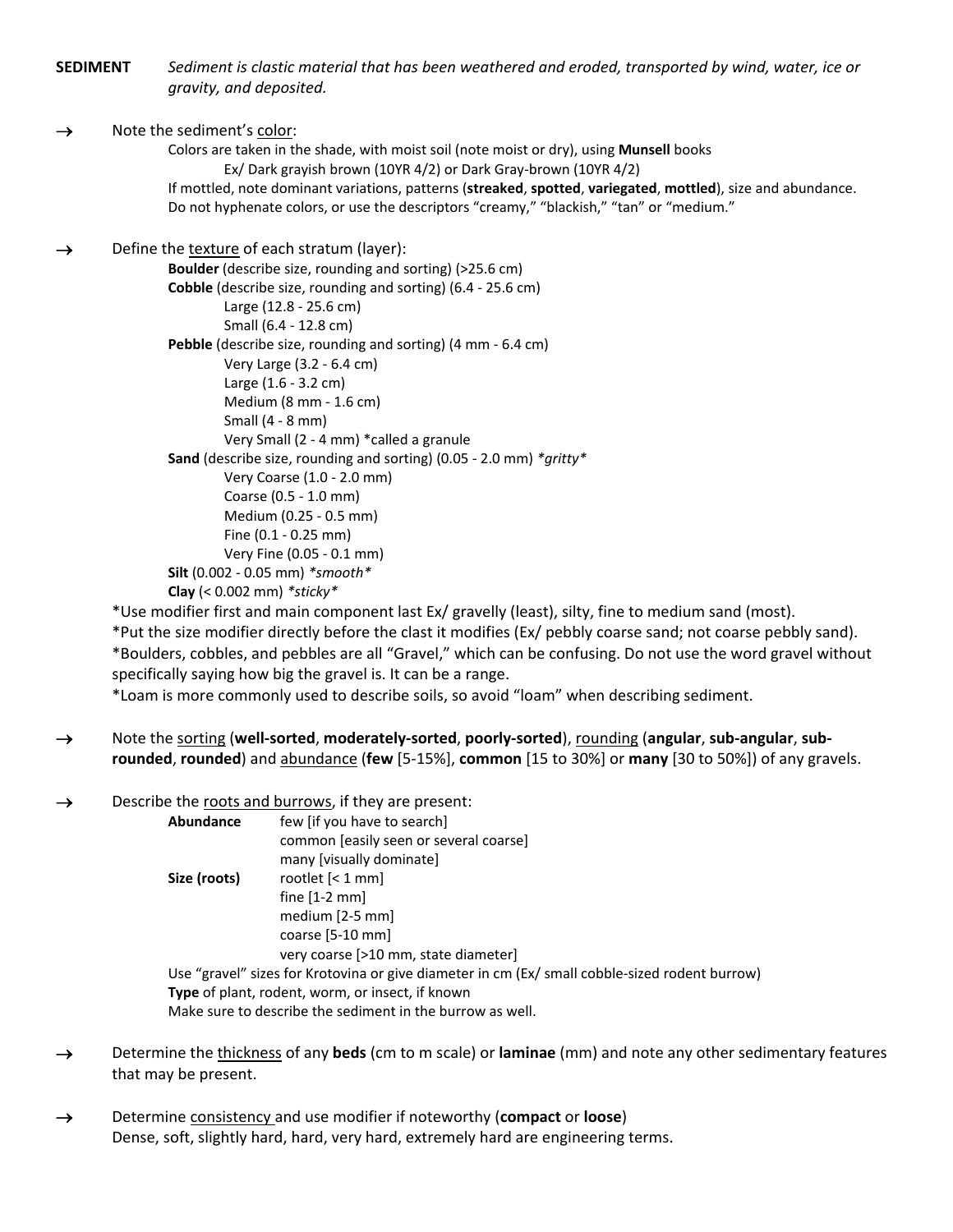**SEDIMENT** *Sediment is clastic material that has been weathered and eroded, transported by wind, water, ice or gravity, and deposited.*

→ Note the sediment's <u>color</u>:

Colors are taken in the shade, with moist soil (note moist or dry), using **Munsell** books

Ex/ Dark grayish brown (10YR 4/2) or Dark Gray-brown (10YR 4/2)

If mottled, note dominant variations, patterns (**streaked**, **spotted**, **variegated**, **mottled**), size and abundance.

Do not hyphenate colors, or use the descriptors "creamy," "blackish," "tan" or "medium."

→ Define the <u>texture</u> of each stratum (layer):

- **Boulder** (describe size, rounding and sorting) (>25.6 cm)
- **Cobble** (describe size, rounding and sorting) (6.4 - 25.6 cm)
  - Large (12.8 - 25.6 cm)
  - Small (6.4 - 12.8 cm)
- **Pebble** (describe size, rounding and sorting) (4 mm - 6.4 cm)
  - Very Large (3.2 - 6.4 cm)
  - Large (1.6 - 3.2 cm)
  - Medium (8 mm - 1.6 cm)
  - Small (4 - 8 mm)
  - Very Small (2 - 4 mm) *called a granule
- **Sand** (describe size, rounding and sorting) (0.05 - 2.0 mm) *\*gritty\**
  - Very Coarse (1.0 - 2.0 mm)
  - Coarse (0.5 - 1.0 mm)
  - Medium (0.25 - 0.5 mm)
  - Fine (0.1 - 0.25 mm)
  - Very Fine (0.05 - 0.1 mm)
- **Silt** (0.002 - 0.05 mm) *\*smooth\**
- **Clay** (< 0.002 mm) *\*sticky\**

*Use modifier first and main component last Ex/ gravelly (least), silty, fine to medium sand (most).

*Put the size modifier directly before the clast it modifies (Ex/ pebbly coarse sand; not coarse pebbly sand).

*Boulders, cobbles, and pebbles are all "Gravel," which can be confusing. Do not use the word gravel without specifically saying how big the gravel is. It can be a range.

*Loam is more commonly used to describe soils, so avoid "loam" when describing sediment.

→ Note the <u>sorting</u> (**well-sorted**, **moderately-sorted**, **poorly-sorted**), <u>rounding</u> (**angular**, **sub-angular**, **sub-rounded**, **rounded**) and <u>abundance</u> (**few** [5-15%], **common** [15 to 30%] or **many** [30 to 50%]) of any gravels.

→ Describe the <u>roots and burrows</u>, if they are present:

| | |
|---|---|
| **Abundance** | few [if you have to search] |
| | common [easily seen or several coarse] |
| | many [visually dominate] |
| **Size (roots)** | rootlet [< 1 mm] |
| | fine [1-2 mm] |
| | medium [2-5 mm] |
| | coarse [5-10 mm] |
| | very coarse [>10 mm, state diameter] |

Use "gravel" sizes for Krotovina or give diameter in cm (Ex/ small cobble-sized rodent burrow)

**Type** of plant, rodent, worm, or insect, if known

Make sure to describe the sediment in the burrow as well.

→ Determine the <u>thickness</u> of any **beds** (cm to m scale) or **laminae** (mm) and note any other sedimentary features that may be present.

→ Determine <u>consistency</u> and use modifier if noteworthy (**compact** or **loose**)

Dense, soft, slightly hard, hard, very hard, extremely hard are engineering terms.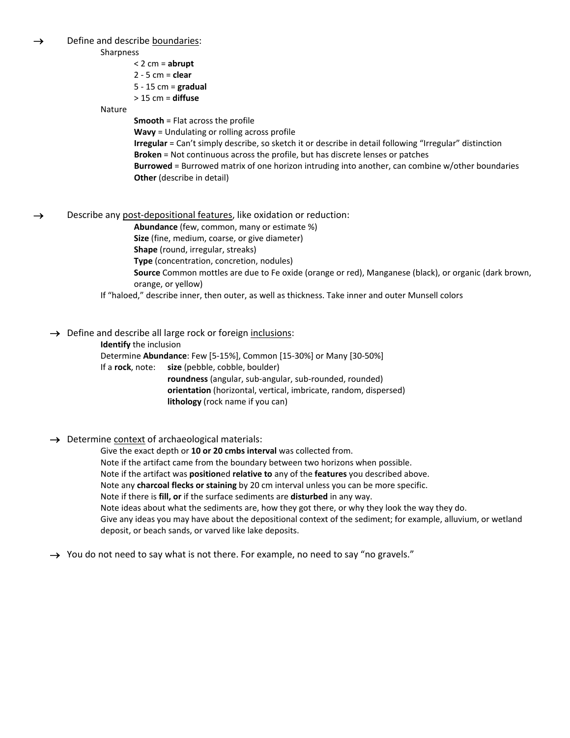- → Define and describe <u>boundaries</u>:
  - Sharpness
    - < 2 cm = **abrupt**
    - 2 - 5 cm = **clear**
    - 5 - 15 cm = **gradual**
    - > 15 cm = **diffuse**
  - Nature
    - **Smooth** = Flat across the profile
    - **Wavy** = Undulating or rolling across profile
    - **Irregular** = Can't simply describe, so sketch it or describe in detail following "Irregular" distinction
    - **Broken** = Not continuous across the profile, but has discrete lenses or patches
    - **Burrowed** = Burrowed matrix of one horizon intruding into another, can combine w/other boundaries
    - **Other** (describe in detail)

- → Describe any <u>post-depositional features</u>, like oxidation or reduction:
  - **Abundance** (few, common, many or estimate %)
  - **Size** (fine, medium, coarse, or give diameter)
  - **Shape** (round, irregular, streaks)
  - **Type** (concentration, concretion, nodules)
  - **Source** Common mottles are due to Fe oxide (orange or red), Manganese (black), or organic (dark brown, orange, or yellow)
  - If "haloed," describe inner, then outer, as well as thickness. Take inner and outer Munsell colors

- → Define and describe all large rock or foreign <u>inclusions</u>:
  - **Identify** the inclusion
  - Determine **Abundance**: Few [5-15%], Common [15-30%] or Many [30-50%]
  - If a **rock**, note:
    - **size** (pebble, cobble, boulder)
    - **roundness** (angular, sub-angular, sub-rounded, rounded)
    - **orientation** (horizontal, vertical, imbricate, random, dispersed)
    - **lithology** (rock name if you can)

- → Determine <u>context</u> of archaeological materials:
  - Give the exact depth or **10 or 20 cmbs interval** was collected from.
  - Note if the artifact came from the boundary between two horizons when possible.
  - Note if the artifact was **position**ed **relative to** any of the **features** you described above.
  - Note any **charcoal flecks or staining** by 20 cm interval unless you can be more specific.
  - Note if there is **fill, or** if the surface sediments are **disturbed** in any way.
  - Note ideas about what the sediments are, how they got there, or why they look the way they do.
  - Give any ideas you may have about the depositional context of the sediment; for example, alluvium, or wetland deposit, or beach sands, or varved like lake deposits.

- → You do not need to say what is not there. For example, no need to say "no gravels."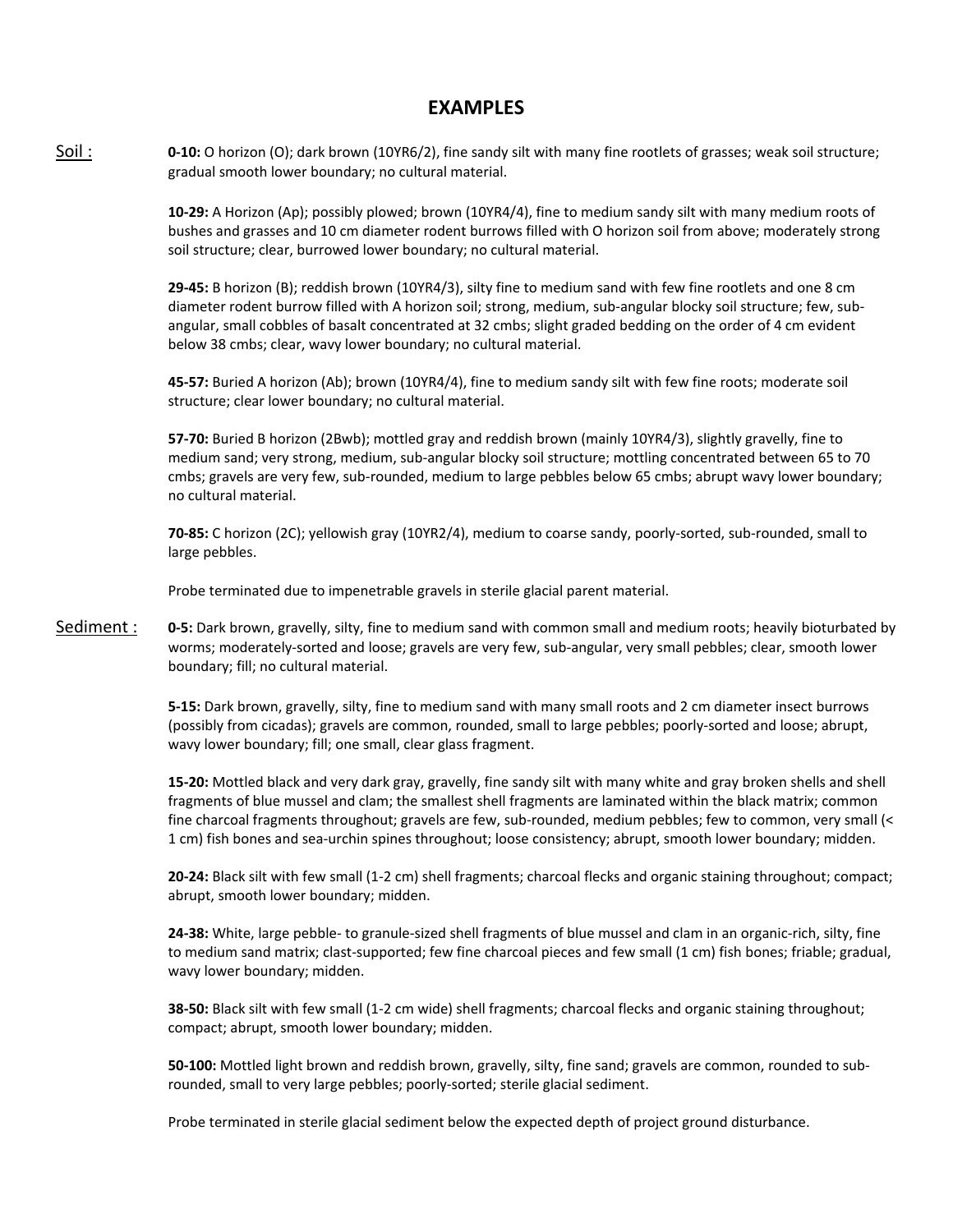# EXAMPLES

Soil :

**0-10:** O horizon (O); dark brown (10YR6/2), fine sandy silt with many fine rootlets of grasses; weak soil structure; gradual smooth lower boundary; no cultural material.

**10-29:** A Horizon (Ap); possibly plowed; brown (10YR4/4), fine to medium sandy silt with many medium roots of bushes and grasses and 10 cm diameter rodent burrows filled with O horizon soil from above; moderately strong soil structure; clear, burrowed lower boundary; no cultural material.

**29-45:** B horizon (B); reddish brown (10YR4/3), silty fine to medium sand with few fine rootlets and one 8 cm diameter rodent burrow filled with A horizon soil; strong, medium, sub-angular blocky soil structure; few, sub-angular, small cobbles of basalt concentrated at 32 cmbs; slight graded bedding on the order of 4 cm evident below 38 cmbs; clear, wavy lower boundary; no cultural material.

**45-57:** Buried A horizon (Ab); brown (10YR4/4), fine to medium sandy silt with few fine roots; moderate soil structure; clear lower boundary; no cultural material.

**57-70:** Buried B horizon (2Bwb); mottled gray and reddish brown (mainly 10YR4/3), slightly gravelly, fine to medium sand; very strong, medium, sub-angular blocky soil structure; mottling concentrated between 65 to 70 cmbs; gravels are very few, sub-rounded, medium to large pebbles below 65 cmbs; abrupt wavy lower boundary; no cultural material.

**70-85:** C horizon (2C); yellowish gray (10YR2/4), medium to coarse sandy, poorly-sorted, sub-rounded, small to large pebbles.

Probe terminated due to impenetrable gravels in sterile glacial parent material.

Sediment :

**0-5:** Dark brown, gravelly, silty, fine to medium sand with common small and medium roots; heavily bioturbated by worms; moderately-sorted and loose; gravels are very few, sub-angular, very small pebbles; clear, smooth lower boundary; fill; no cultural material.

**5-15:** Dark brown, gravelly, silty, fine to medium sand with many small roots and 2 cm diameter insect burrows (possibly from cicadas); gravels are common, rounded, small to large pebbles; poorly-sorted and loose; abrupt, wavy lower boundary; fill; one small, clear glass fragment.

**15-20:** Mottled black and very dark gray, gravelly, fine sandy silt with many white and gray broken shells and shell fragments of blue mussel and clam; the smallest shell fragments are laminated within the black matrix; common fine charcoal fragments throughout; gravels are few, sub-rounded, medium pebbles; few to common, very small (< 1 cm) fish bones and sea-urchin spines throughout; loose consistency; abrupt, smooth lower boundary; midden.

**20-24:** Black silt with few small (1-2 cm) shell fragments; charcoal flecks and organic staining throughout; compact; abrupt, smooth lower boundary; midden.

**24-38:** White, large pebble- to granule-sized shell fragments of blue mussel and clam in an organic-rich, silty, fine to medium sand matrix; clast-supported; few fine charcoal pieces and few small (1 cm) fish bones; friable; gradual, wavy lower boundary; midden.

**38-50:** Black silt with few small (1-2 cm wide) shell fragments; charcoal flecks and organic staining throughout; compact; abrupt, smooth lower boundary; midden.

**50-100:** Mottled light brown and reddish brown, gravelly, silty, fine sand; gravels are common, rounded to sub-rounded, small to very large pebbles; poorly-sorted; sterile glacial sediment.

Probe terminated in sterile glacial sediment below the expected depth of project ground disturbance.